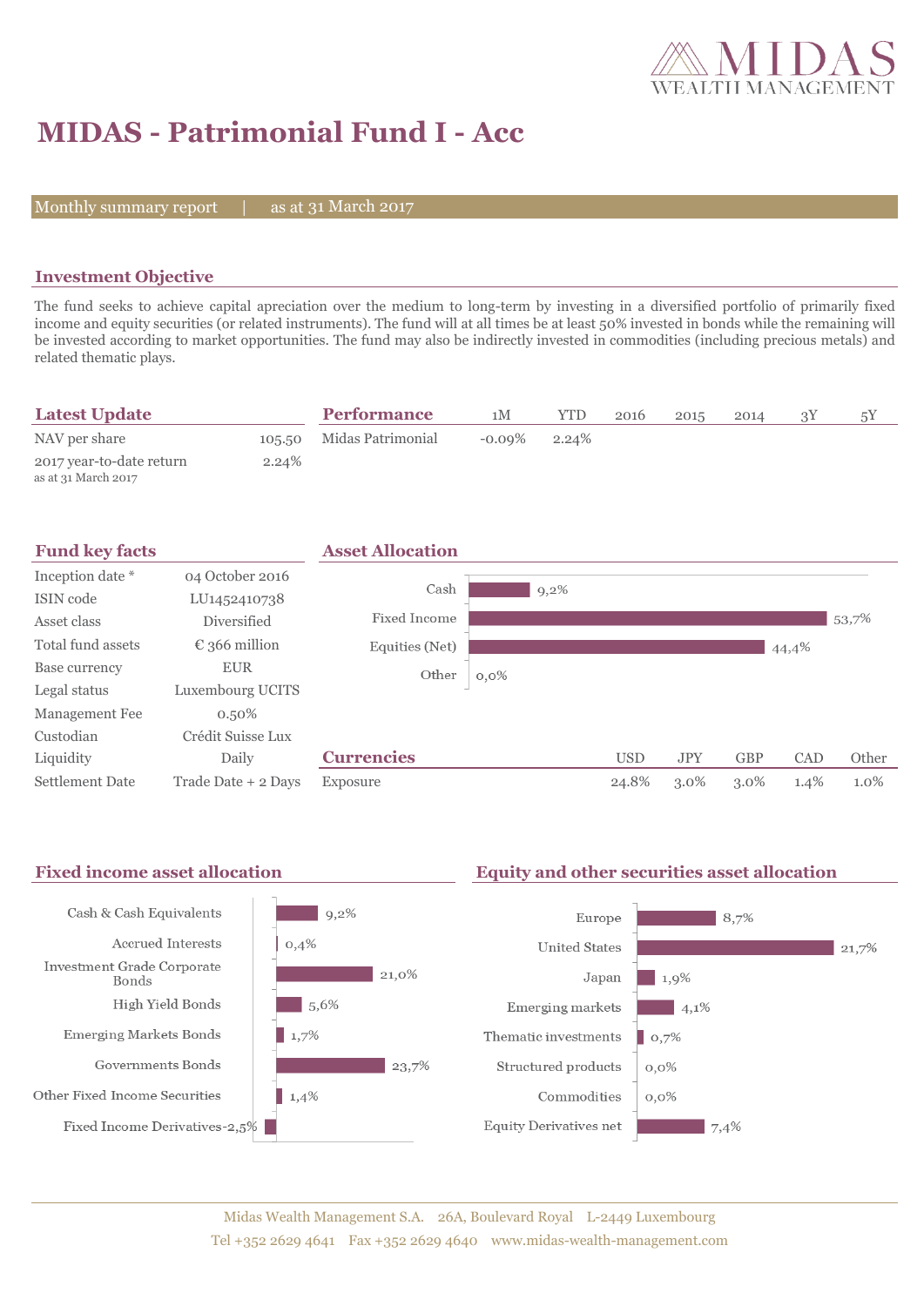MIDAS WEALTH MANAGEMENT

# MIDAS - Patrimonial Fund I - Acc

Monthly summary report | as at 31 March 2017

## Investment Objective

The fund seeks to achieve capital apreciation over the medium to long-term by investing in a diversified portfolio of primarily fixed income and equity securities (or related instruments). The fund will at all times be at least 50% invested in bonds while the remaining will be invested according to market opportunities. The fund may also be indirectly invested in commodities (including precious metals) and related thematic plays.

## Latest Update

| | |
|---|---|
| NAV per share | 105.50 |
| 2017 year-to-date return<br>as at 31 March 2017 | 2.24% |

## Performance

| | 1M | YTD | 2016 | 2015 | 2014 | 3Y | 5Y |
|---|---|---|---|---|---|---|---|
| Midas Patrimonial | -0.09% | 2.24% | | | | | |

## Fund key facts

| | |
|---|---|
| Inception date * | 04 October 2016 |
| ISIN code | LU1452410738 |
| Asset class | Diversified |
| Total fund assets | € 366 million |
| Base currency | EUR |
| Legal status | Luxembourg UCITS |
| Management Fee | 0.50% |
| Custodian | Crédit Suisse Lux |
| Liquidity | Daily |
| Settlement Date | Trade Date + 2 Days |

## Asset Allocation

| | |
|---|---|
| Cash | 9,2% |
| Fixed Income | 53,7% |
| Equities (Net) | 44,4% |
| Other | 0,0% |

## Currencies

| | USD | JPY | GBP | CAD | Other |
|---|---|---|---|---|---|
| Exposure | 24.8% | 3.0% | 3.0% | 1.4% | 1.0% |

## Fixed income asset allocation

| | |
|---|---|
| Cash & Cash Equivalents | 9,2% |
| Accrued Interests | 0,4% |
| Investment Grade Corporate Bonds | 21,0% |
| High Yield Bonds | 5,6% |
| Emerging Markets Bonds | 1,7% |
| Governments Bonds | 23,7% |
| Other Fixed Income Securities | 1,4% |
| Fixed Income Derivatives | -2,5% |

## Equity and other securities asset allocation

| | |
|---|---|
| Europe | 8,7% |
| United States | 21,7% |
| Japan | 1,9% |
| Emerging markets | 4,1% |
| Thematic investments | 0,7% |
| Structured products | 0,0% |
| Commodities | 0,0% |
| Equity Derivatives net | 7,4% |

Midas Wealth Management S.A. 26A, Boulevard Royal L-2449 Luxembourg
Tel +352 2629 4641 Fax +352 2629 4640 www.midas-wealth-management.com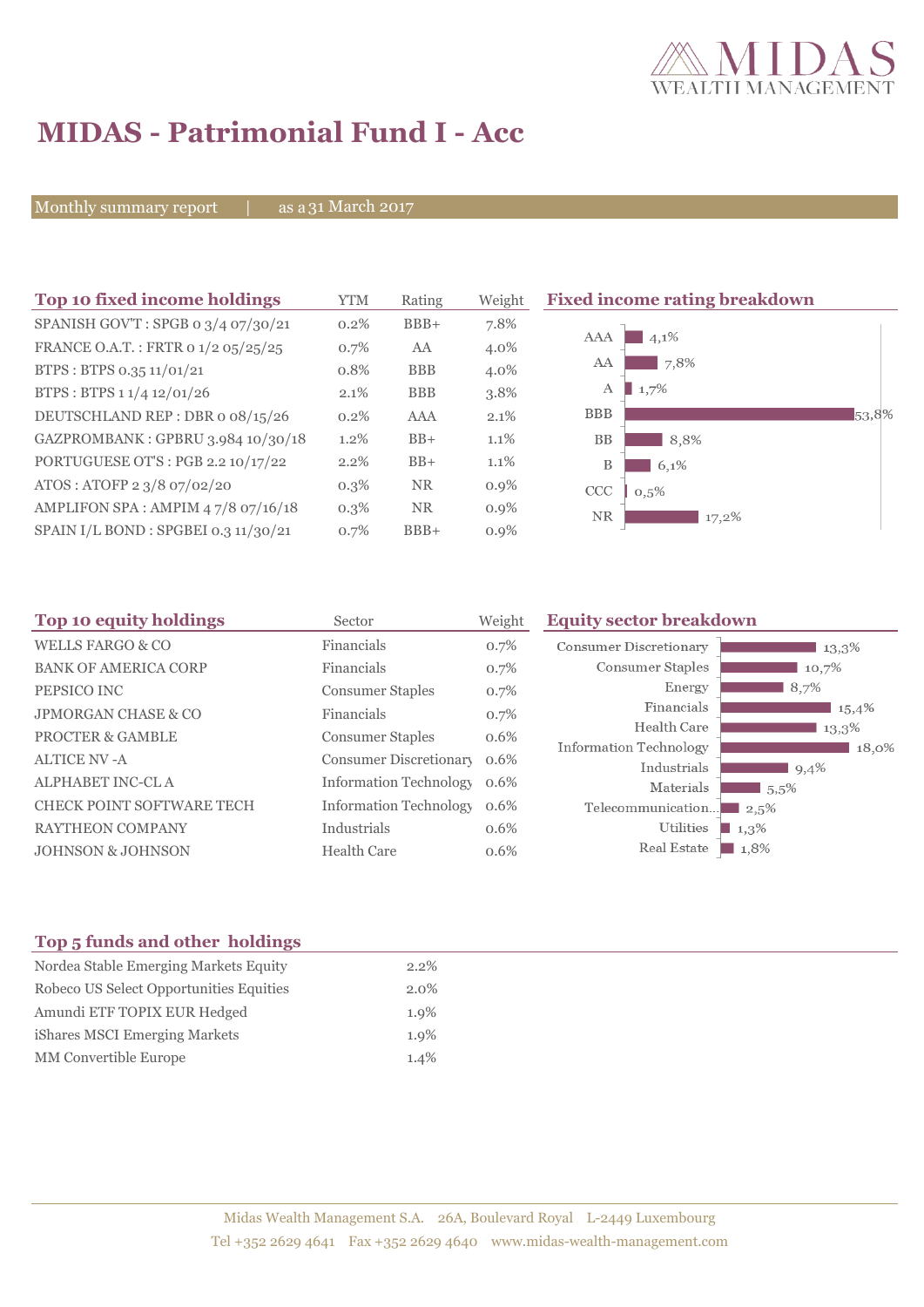# MIDAS - Patrimonial Fund I - Acc

Monthly summary report | as a 31 March 2017

## Top 10 fixed income holdings

| Top 10 fixed income holdings | YTM | Rating | Weight |
|---|---|---|---|
| SPANISH GOV'T : SPGB 0 3/4 07/30/21 | 0.2% | BBB+ | 7.8% |
| FRANCE O.A.T. : FRTR 0 1/2 05/25/25 | 0.7% | AA | 4.0% |
| BTPS : BTPS 0.35 11/01/21 | 0.8% | BBB | 4.0% |
| BTPS : BTPS 1 1/4 12/01/26 | 2.1% | BBB | 3.8% |
| DEUTSCHLAND REP : DBR 0 08/15/26 | 0.2% | AAA | 2.1% |
| GAZPROMBANK : GPBRU 3.984 10/30/18 | 1.2% | BB+ | 1.1% |
| PORTUGUESE OT'S : PGB 2.2 10/17/22 | 2.2% | BB+ | 1.1% |
| ATOS : ATOFP 2 3/8 07/02/20 | 0.3% | NR | 0.9% |
| AMPLIFON SPA : AMPIM 4 7/8 07/16/18 | 0.3% | NR | 0.9% |
| SPAIN I/L BOND : SPGBEI 0.3 11/30/21 | 0.7% | BBB+ | 0.9% |

## Fixed income rating breakdown

| Rating | Weight |
|---|---|
| AAA | 4,1% |
| AA | 7,8% |
| A | 1,7% |
| BBB | 53,8% |
| BB | 8,8% |
| B | 6,1% |
| CCC | 0,5% |
| NR | 17,2% |

## Top 10 equity holdings

| Top 10 equity holdings | Sector | Weight |
|---|---|---|
| WELLS FARGO & CO | Financials | 0.7% |
| BANK OF AMERICA CORP | Financials | 0.7% |
| PEPSICO INC | Consumer Staples | 0.7% |
| JPMORGAN CHASE & CO | Financials | 0.7% |
| PROCTER & GAMBLE | Consumer Staples | 0.6% |
| ALTICE NV -A | Consumer Discretionary | 0.6% |
| ALPHABET INC-CL A | Information Technology | 0.6% |
| CHECK POINT SOFTWARE TECH | Information Technology | 0.6% |
| RAYTHEON COMPANY | Industrials | 0.6% |
| JOHNSON & JOHNSON | Health Care | 0.6% |

## Equity sector breakdown

| Sector | Weight |
|---|---|
| Consumer Discretionary | 13,3% |
| Consumer Staples | 10,7% |
| Energy | 8,7% |
| Financials | 15,4% |
| Health Care | 13,3% |
| Information Technology | 18,0% |
| Industrials | 9,4% |
| Materials | 5,5% |
| Telecommunication... | 2,5% |
| Utilities | 1,3% |
| Real Estate | 1,8% |

## Top 5 funds and other holdings

| Top 5 funds and other holdings | |
|---|---|
| Nordea Stable Emerging Markets Equity | 2.2% |
| Robeco US Select Opportunities Equities | 2.0% |
| Amundi ETF TOPIX EUR Hedged | 1.9% |
| iShares MSCI Emerging Markets | 1.9% |
| MM Convertible Europe | 1.4% |

Midas Wealth Management S.A. 26A, Boulevard Royal L-2449 Luxembourg
Tel +352 2629 4641 Fax +352 2629 4640 www.midas-wealth-management.com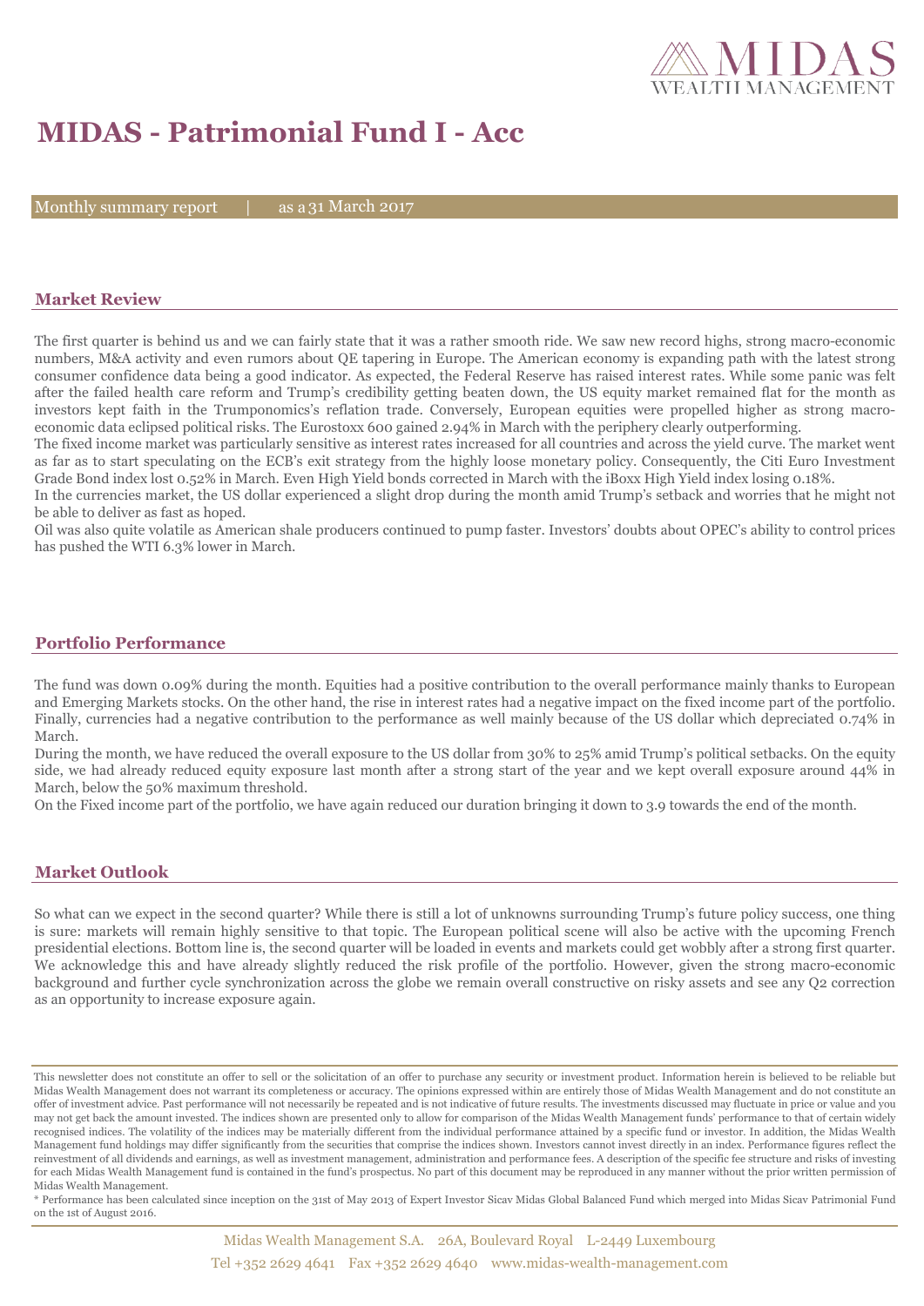# MIDAS - Patrimonial Fund I - Acc

Monthly summary report | as a 31 March 2017

## Market Review

The first quarter is behind us and we can fairly state that it was a rather smooth ride. We saw new record highs, strong macro-economic numbers, M&A activity and even rumors about QE tapering in Europe. The American economy is expanding path with the latest strong consumer confidence data being a good indicator. As expected, the Federal Reserve has raised interest rates. While some panic was felt after the failed health care reform and Trump's credibility getting beaten down, the US equity market remained flat for the month as investors kept faith in the Trumponomics's reflation trade. Conversely, European equities were propelled higher as strong macro-economic data eclipsed political risks. The Eurostoxx 600 gained 2.94% in March with the periphery clearly outperforming.

The fixed income market was particularly sensitive as interest rates increased for all countries and across the yield curve. The market went as far as to start speculating on the ECB's exit strategy from the highly loose monetary policy. Consequently, the Citi Euro Investment Grade Bond index lost 0.52% in March. Even High Yield bonds corrected in March with the iBoxx High Yield index losing 0.18%.

In the currencies market, the US dollar experienced a slight drop during the month amid Trump's setback and worries that he might not be able to deliver as fast as hoped.

Oil was also quite volatile as American shale producers continued to pump faster. Investors' doubts about OPEC's ability to control prices has pushed the WTI 6.3% lower in March.

## Portfolio Performance

The fund was down 0.09% during the month. Equities had a positive contribution to the overall performance mainly thanks to European and Emerging Markets stocks. On the other hand, the rise in interest rates had a negative impact on the fixed income part of the portfolio. Finally, currencies had a negative contribution to the performance as well mainly because of the US dollar which depreciated 0.74% in March.

During the month, we have reduced the overall exposure to the US dollar from 30% to 25% amid Trump's political setbacks. On the equity side, we had already reduced equity exposure last month after a strong start of the year and we kept overall exposure around 44% in March, below the 50% maximum threshold.

On the Fixed income part of the portfolio, we have again reduced our duration bringing it down to 3.9 towards the end of the month.

## Market Outlook

So what can we expect in the second quarter? While there is still a lot of unknowns surrounding Trump's future policy success, one thing is sure: markets will remain highly sensitive to that topic. The European political scene will also be active with the upcoming French presidential elections. Bottom line is, the second quarter will be loaded in events and markets could get wobbly after a strong first quarter. We acknowledge this and have already slightly reduced the risk profile of the portfolio. However, given the strong macro-economic background and further cycle synchronization across the globe we remain overall constructive on risky assets and see any Q2 correction as an opportunity to increase exposure again.

This newsletter does not constitute an offer to sell or the solicitation of an offer to purchase any security or investment product. Information herein is believed to be reliable but Midas Wealth Management does not warrant its completeness or accuracy. The opinions expressed within are entirely those of Midas Wealth Management and do not constitute an offer of investment advice. Past performance will not necessarily be repeated and is not indicative of future results. The investments discussed may fluctuate in price or value and you may not get back the amount invested. The indices shown are presented only to allow for comparison of the Midas Wealth Management funds' performance to that of certain widely recognised indices. The volatility of the indices may be materially different from the individual performance attained by a specific fund or investor. In addition, the Midas Wealth Management fund holdings may differ significantly from the securities that comprise the indices shown. Investors cannot invest directly in an index. Performance figures reflect the reinvestment of all dividends and earnings, as well as investment management, administration and performance fees. A description of the specific fee structure and risks of investing for each Midas Wealth Management fund is contained in the fund's prospectus. No part of this document may be reproduced in any manner without the prior written permission of Midas Wealth Management.

* Performance has been calculated since inception on the 31st of May 2013 of Expert Investor Sicav Midas Global Balanced Fund which merged into Midas Sicav Patrimonial Fund on the 1st of August 2016.

Midas Wealth Management S.A. 26A, Boulevard Royal L-2449 Luxembourg
Tel +352 2629 4641 Fax +352 2629 4640 www.midas-wealth-management.com